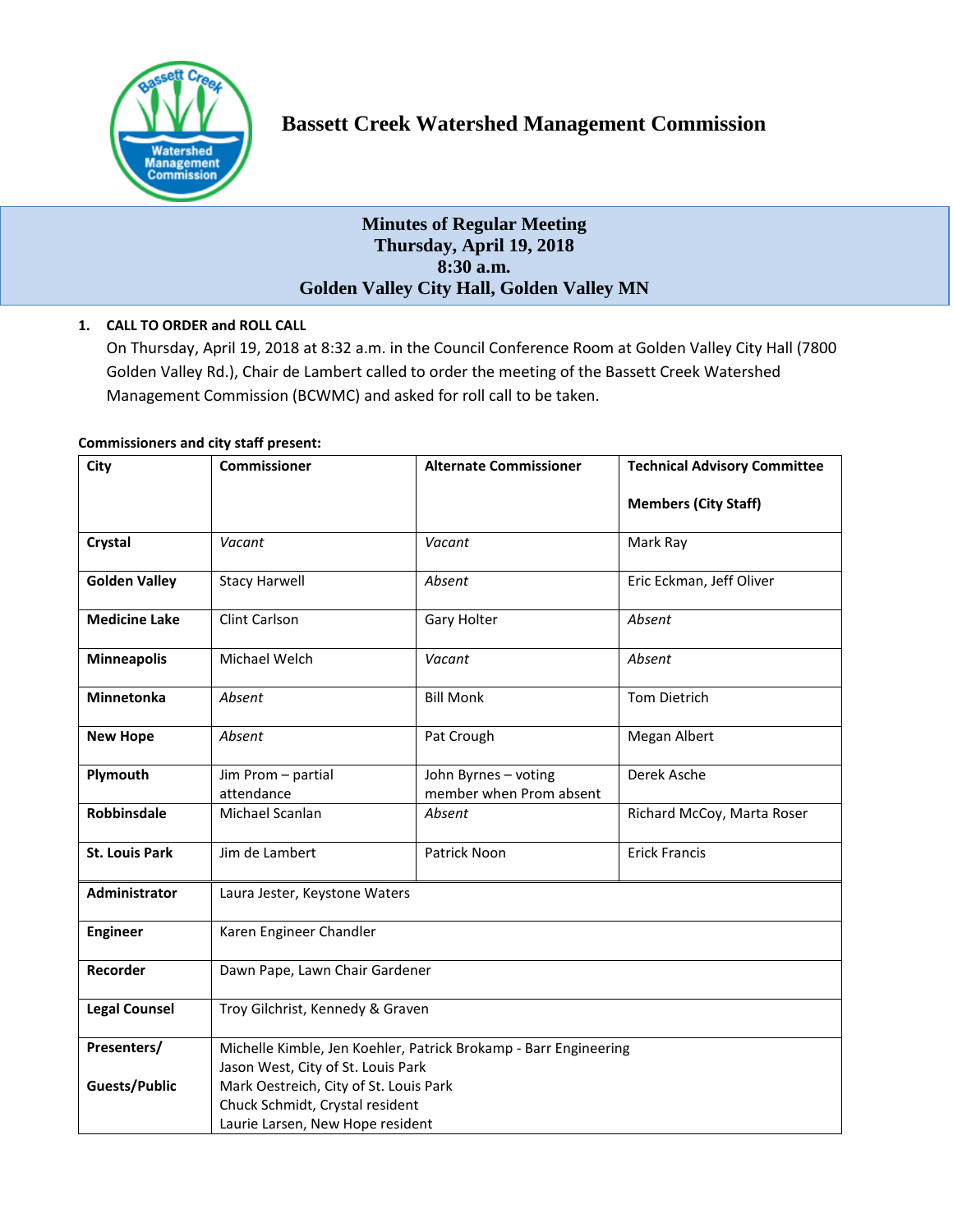# Bassett Creek Watershed Management Commission

## Minutes of Regular Meeting
## Thursday, April 19, 2018
## 8:30 a.m.
## Golden Valley City Hall, Golden Valley MN

1. **CALL TO ORDER and ROLL CALL**

   On Thursday, April 19, 2018 at 8:32 a.m. in the Council Conference Room at Golden Valley City Hall (7800 Golden Valley Rd.), Chair de Lambert called to order the meeting of the Bassett Creek Watershed Management Commission (BCWMC) and asked for roll call to be taken.

**Commissioners and city staff present:**

| City | Commissioner | Alternate Commissioner | Technical Advisory Committee Members (City Staff) |
|---|---|---|---|
| **Crystal** | *Vacant* | *Vacant* | Mark Ray |
| **Golden Valley** | Stacy Harwell | *Absent* | Eric Eckman, Jeff Oliver |
| **Medicine Lake** | Clint Carlson | Gary Holter | *Absent* |
| **Minneapolis** | Michael Welch | *Vacant* | *Absent* |
| **Minnetonka** | *Absent* | Bill Monk | Tom Dietrich |
| **New Hope** | *Absent* | Pat Crough | Megan Albert |
| **Plymouth** | Jim Prom – partial attendance | John Byrnes – voting member when Prom absent | Derek Asche |
| **Robbinsdale** | Michael Scanlan | *Absent* | Richard McCoy, Marta Roser |
| **St. Louis Park** | Jim de Lambert | Patrick Noon | Erick Francis |
| **Administrator** | Laura Jester, Keystone Waters | | |
| **Engineer** | Karen Engineer Chandler | | |
| **Recorder** | Dawn Pape, Lawn Chair Gardener | | |
| **Legal Counsel** | Troy Gilchrist, Kennedy & Graven | | |
| **Presenters/ Guests/Public** | Michelle Kimble, Jen Koehler, Patrick Brokamp - Barr Engineering<br>Jason West, City of St. Louis Park<br>Mark Oestreich, City of St. Louis Park<br>Chuck Schmidt, Crystal resident<br>Laurie Larsen, New Hope resident | | |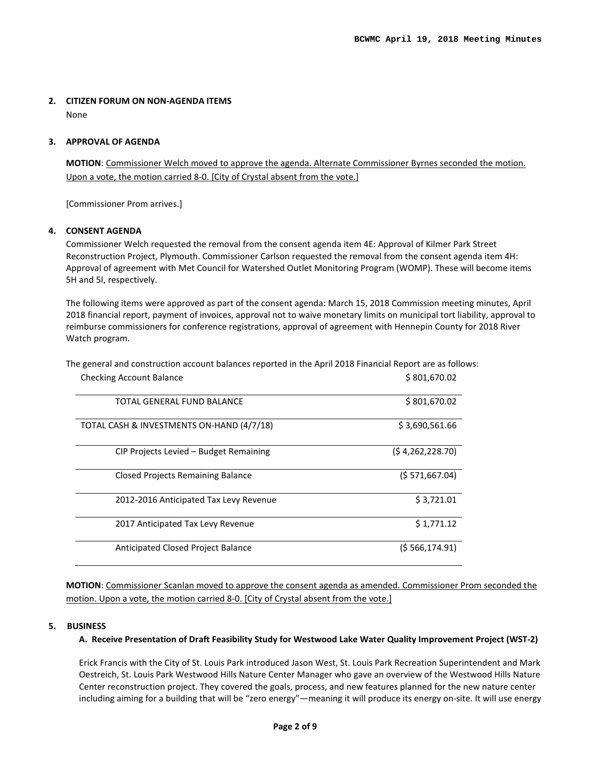**2. CITIZEN FORUM ON NON-AGENDA ITEMS**

None

**3. APPROVAL OF AGENDA**

**MOTION**: Commissioner Welch moved to approve the agenda. Alternate Commissioner Byrnes seconded the motion. Upon a vote, the motion carried 8-0. [City of Crystal absent from the vote.]

[Commissioner Prom arrives.]

**4. CONSENT AGENDA**

Commissioner Welch requested the removal from the consent agenda item 4E: Approval of Kilmer Park Street Reconstruction Project, Plymouth. Commissioner Carlson requested the removal from the consent agenda item 4H: Approval of agreement with Met Council for Watershed Outlet Monitoring Program (WOMP). These will become items 5H and 5I, respectively.

The following items were approved as part of the consent agenda: March 15, 2018 Commission meeting minutes, April 2018 financial report, payment of invoices, approval not to waive monetary limits on municipal tort liability, approval to reimburse commissioners for conference registrations, approval of agreement with Hennepin County for 2018 River Watch program.

The general and construction account balances reported in the April 2018 Financial Report are as follows:

| | |
|---|---|
| Checking Account Balance | $ 801,670.02 |
| TOTAL GENERAL FUND BALANCE | $ 801,670.02 |
| TOTAL CASH & INVESTMENTS ON-HAND (4/7/18) | $ 3,690,561.66 |
| CIP Projects Levied – Budget Remaining | ($ 4,262,228.70) |
| Closed Projects Remaining Balance | ($ 571,667.04) |
| 2012-2016 Anticipated Tax Levy Revenue | $ 3,721.01 |
| 2017 Anticipated Tax Levy Revenue | $ 1,771.12 |
| Anticipated Closed Project Balance | ($ 566,174.91) |

**MOTION**: Commissioner Scanlan moved to approve the consent agenda as amended. Commissioner Prom seconded the motion. Upon a vote, the motion carried 8-0. [City of Crystal absent from the vote.]

**5. BUSINESS**

**A. Receive Presentation of Draft Feasibility Study for Westwood Lake Water Quality Improvement Project (WST-2)**

Erick Francis with the City of St. Louis Park introduced Jason West, St. Louis Park Recreation Superintendent and Mark Oestreich, St. Louis Park Westwood Hills Nature Center Manager who gave an overview of the Westwood Hills Nature Center reconstruction project. They covered the goals, process, and new features planned for the new nature center including aiming for a building that will be "zero energy"—meaning it will produce its energy on-site. It will use energy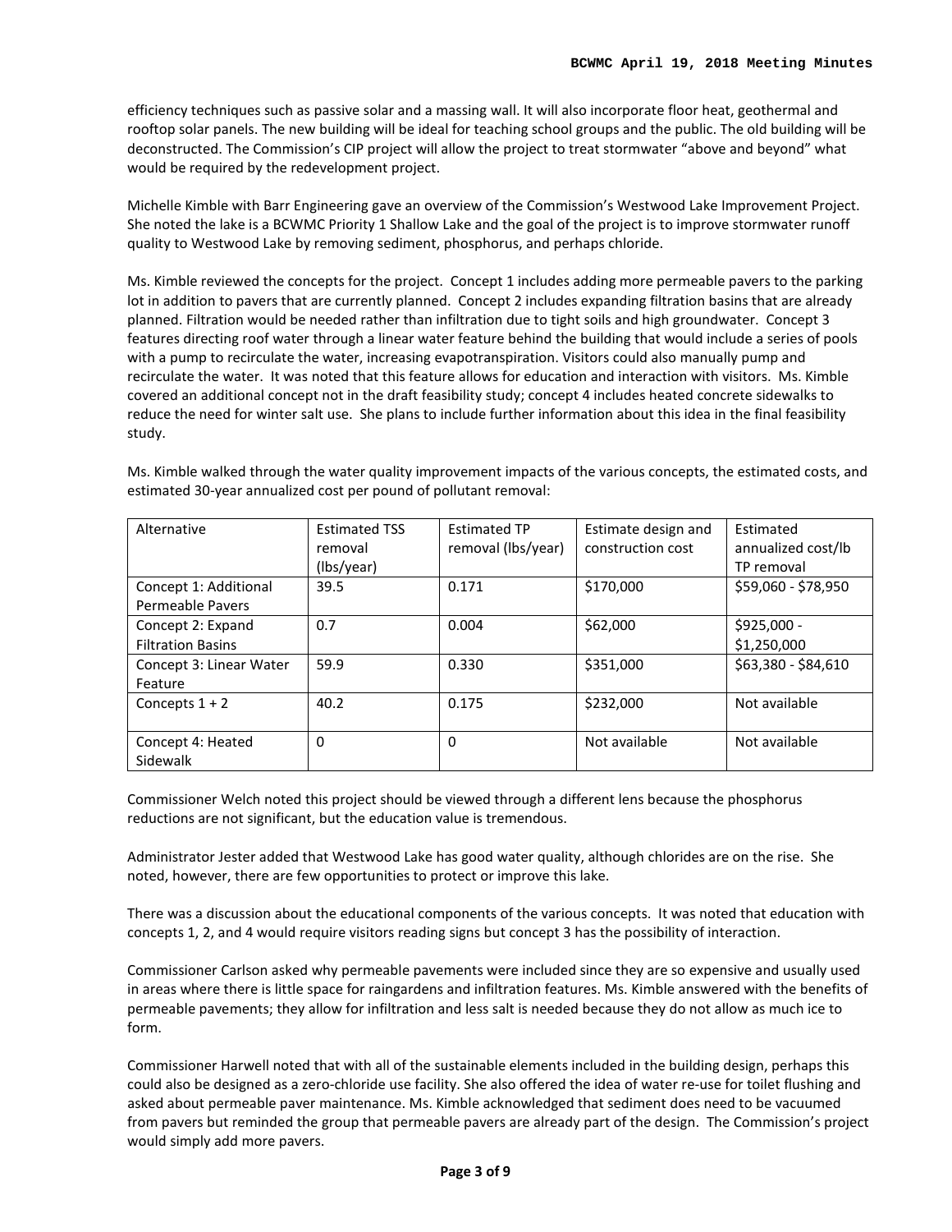efficiency techniques such as passive solar and a massing wall. It will also incorporate floor heat, geothermal and rooftop solar panels. The new building will be ideal for teaching school groups and the public. The old building will be deconstructed. The Commission's CIP project will allow the project to treat stormwater "above and beyond" what would be required by the redevelopment project.

Michelle Kimble with Barr Engineering gave an overview of the Commission's Westwood Lake Improvement Project. She noted the lake is a BCWMC Priority 1 Shallow Lake and the goal of the project is to improve stormwater runoff quality to Westwood Lake by removing sediment, phosphorus, and perhaps chloride.

Ms. Kimble reviewed the concepts for the project. Concept 1 includes adding more permeable pavers to the parking lot in addition to pavers that are currently planned. Concept 2 includes expanding filtration basins that are already planned. Filtration would be needed rather than infiltration due to tight soils and high groundwater. Concept 3 features directing roof water through a linear water feature behind the building that would include a series of pools with a pump to recirculate the water, increasing evapotranspiration. Visitors could also manually pump and recirculate the water. It was noted that this feature allows for education and interaction with visitors. Ms. Kimble covered an additional concept not in the draft feasibility study; concept 4 includes heated concrete sidewalks to reduce the need for winter salt use. She plans to include further information about this idea in the final feasibility study.

Ms. Kimble walked through the water quality improvement impacts of the various concepts, the estimated costs, and estimated 30-year annualized cost per pound of pollutant removal:

| Alternative | Estimated TSS removal (lbs/year) | Estimated TP removal (lbs/year) | Estimate design and construction cost | Estimated annualized cost/lb TP removal |
|---|---|---|---|---|
| Concept 1: Additional Permeable Pavers | 39.5 | 0.171 | $170,000 | $59,060 - $78,950 |
| Concept 2: Expand Filtration Basins | 0.7 | 0.004 | $62,000 | $925,000 - $1,250,000 |
| Concept 3: Linear Water Feature | 59.9 | 0.330 | $351,000 | $63,380 - $84,610 |
| Concepts 1 + 2 | 40.2 | 0.175 | $232,000 | Not available |
| Concept 4: Heated Sidewalk | 0 | 0 | Not available | Not available |

Commissioner Welch noted this project should be viewed through a different lens because the phosphorus reductions are not significant, but the education value is tremendous.

Administrator Jester added that Westwood Lake has good water quality, although chlorides are on the rise. She noted, however, there are few opportunities to protect or improve this lake.

There was a discussion about the educational components of the various concepts. It was noted that education with concepts 1, 2, and 4 would require visitors reading signs but concept 3 has the possibility of interaction.

Commissioner Carlson asked why permeable pavements were included since they are so expensive and usually used in areas where there is little space for raingardens and infiltration features. Ms. Kimble answered with the benefits of permeable pavements; they allow for infiltration and less salt is needed because they do not allow as much ice to form.

Commissioner Harwell noted that with all of the sustainable elements included in the building design, perhaps this could also be designed as a zero-chloride use facility. She also offered the idea of water re-use for toilet flushing and asked about permeable paver maintenance. Ms. Kimble acknowledged that sediment does need to be vacuumed from pavers but reminded the group that permeable pavers are already part of the design. The Commission's project would simply add more pavers.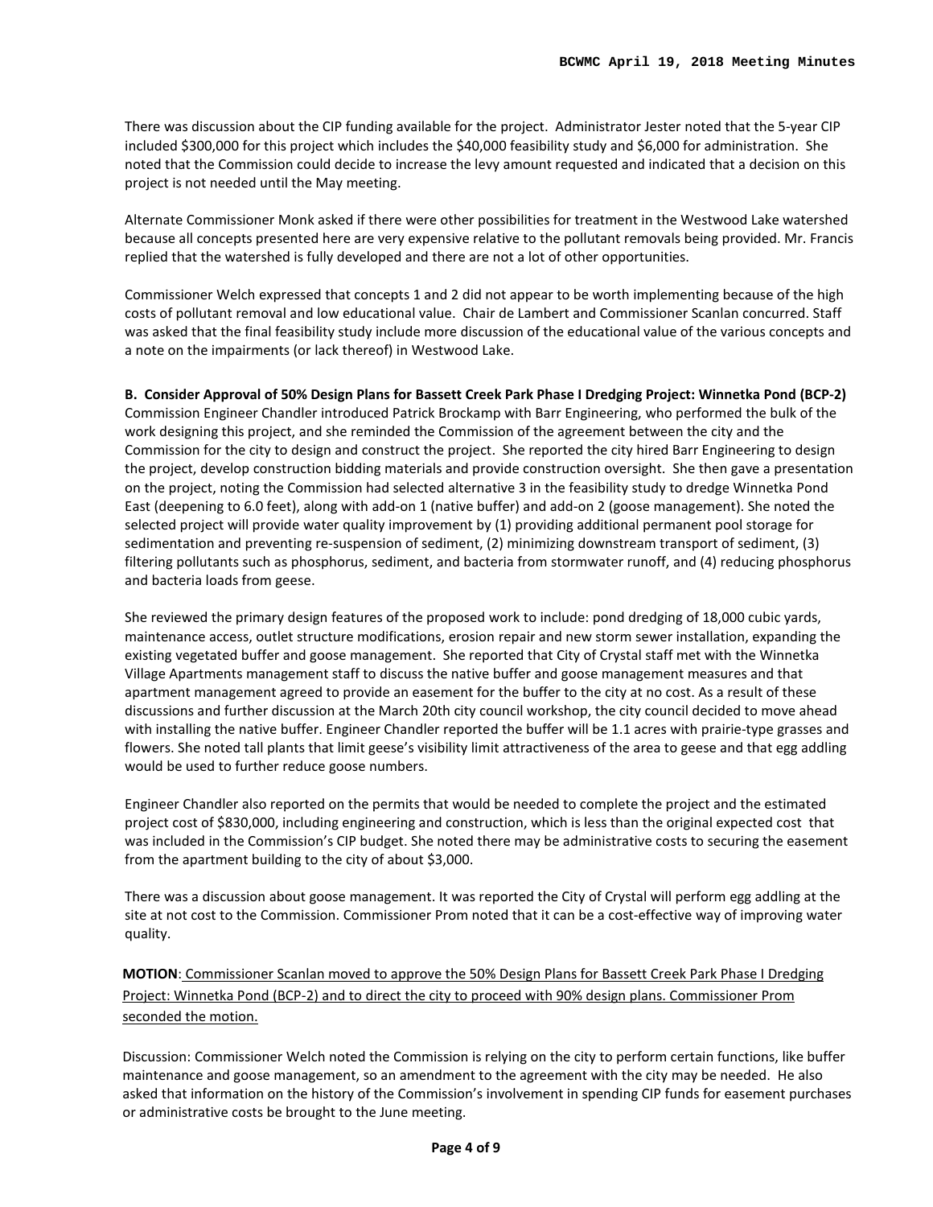There was discussion about the CIP funding available for the project. Administrator Jester noted that the 5-year CIP included $300,000 for this project which includes the $40,000 feasibility study and $6,000 for administration. She noted that the Commission could decide to increase the levy amount requested and indicated that a decision on this project is not needed until the May meeting.

Alternate Commissioner Monk asked if there were other possibilities for treatment in the Westwood Lake watershed because all concepts presented here are very expensive relative to the pollutant removals being provided. Mr. Francis replied that the watershed is fully developed and there are not a lot of other opportunities.

Commissioner Welch expressed that concepts 1 and 2 did not appear to be worth implementing because of the high costs of pollutant removal and low educational value. Chair de Lambert and Commissioner Scanlan concurred. Staff was asked that the final feasibility study include more discussion of the educational value of the various concepts and a note on the impairments (or lack thereof) in Westwood Lake.

**B. Consider Approval of 50% Design Plans for Bassett Creek Park Phase I Dredging Project: Winnetka Pond (BCP-2)**
Commission Engineer Chandler introduced Patrick Brockamp with Barr Engineering, who performed the bulk of the work designing this project, and she reminded the Commission of the agreement between the city and the Commission for the city to design and construct the project. She reported the city hired Barr Engineering to design the project, develop construction bidding materials and provide construction oversight. She then gave a presentation on the project, noting the Commission had selected alternative 3 in the feasibility study to dredge Winnetka Pond East (deepening to 6.0 feet), along with add-on 1 (native buffer) and add-on 2 (goose management). She noted the selected project will provide water quality improvement by (1) providing additional permanent pool storage for sedimentation and preventing re-suspension of sediment, (2) minimizing downstream transport of sediment, (3) filtering pollutants such as phosphorus, sediment, and bacteria from stormwater runoff, and (4) reducing phosphorus and bacteria loads from geese.

She reviewed the primary design features of the proposed work to include: pond dredging of 18,000 cubic yards, maintenance access, outlet structure modifications, erosion repair and new storm sewer installation, expanding the existing vegetated buffer and goose management. She reported that City of Crystal staff met with the Winnetka Village Apartments management staff to discuss the native buffer and goose management measures and that apartment management agreed to provide an easement for the buffer to the city at no cost. As a result of these discussions and further discussion at the March 20th city council workshop, the city council decided to move ahead with installing the native buffer. Engineer Chandler reported the buffer will be 1.1 acres with prairie-type grasses and flowers. She noted tall plants that limit geese's visibility limit attractiveness of the area to geese and that egg addling would be used to further reduce goose numbers.

Engineer Chandler also reported on the permits that would be needed to complete the project and the estimated project cost of $830,000, including engineering and construction, which is less than the original expected cost that was included in the Commission's CIP budget. She noted there may be administrative costs to securing the easement from the apartment building to the city of about $3,000.

There was a discussion about goose management. It was reported the City of Crystal will perform egg addling at the site at not cost to the Commission. Commissioner Prom noted that it can be a cost-effective way of improving water quality.

**MOTION**: Commissioner Scanlan moved to approve the 50% Design Plans for Bassett Creek Park Phase I Dredging Project: Winnetka Pond (BCP-2) and to direct the city to proceed with 90% design plans. Commissioner Prom seconded the motion.

Discussion: Commissioner Welch noted the Commission is relying on the city to perform certain functions, like buffer maintenance and goose management, so an amendment to the agreement with the city may be needed. He also asked that information on the history of the Commission's involvement in spending CIP funds for easement purchases or administrative costs be brought to the June meeting.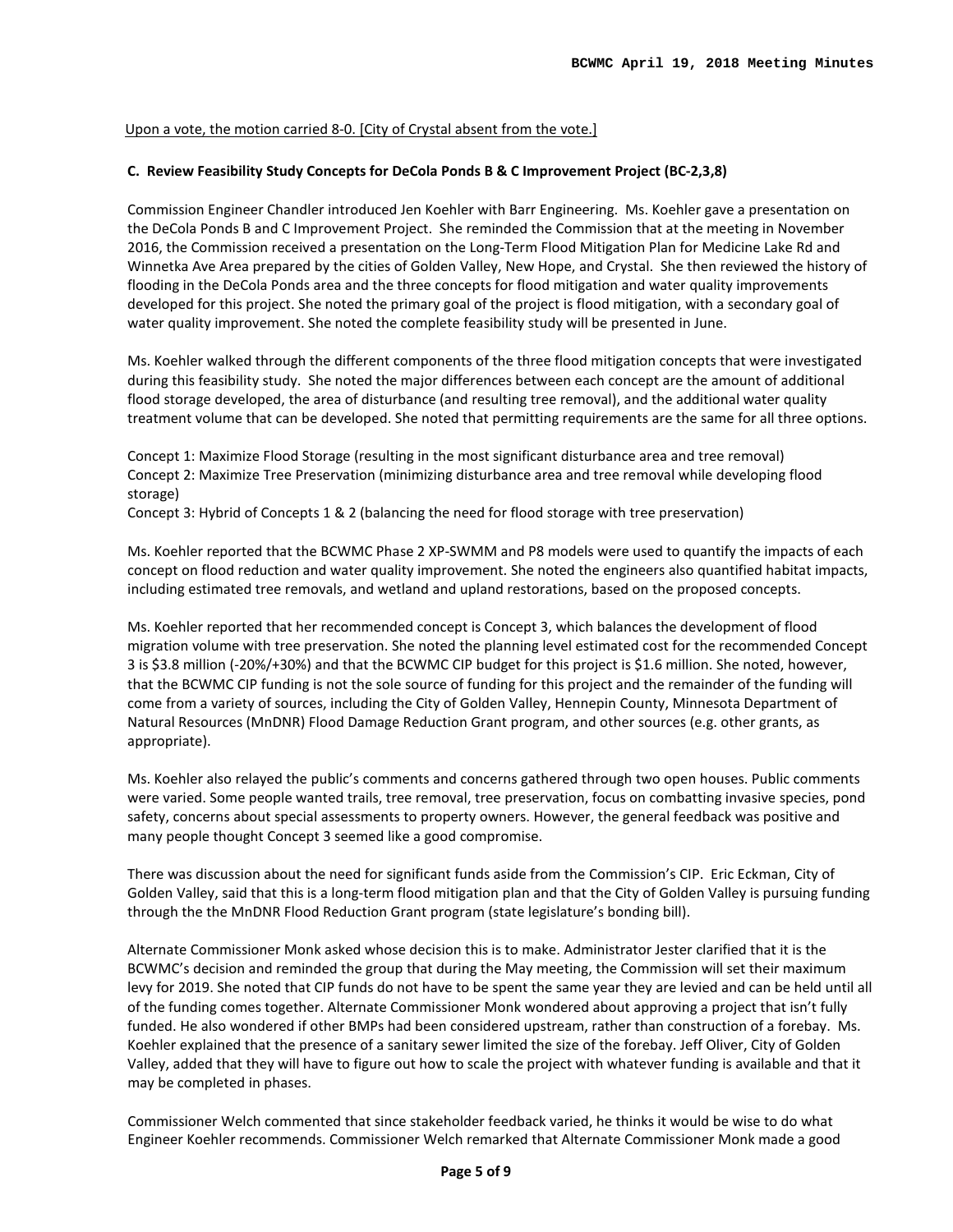Upon a vote, the motion carried 8-0. [City of Crystal absent from the vote.]

**C. Review Feasibility Study Concepts for DeCola Ponds B & C Improvement Project (BC-2,3,8)**

Commission Engineer Chandler introduced Jen Koehler with Barr Engineering. Ms. Koehler gave a presentation on the DeCola Ponds B and C Improvement Project. She reminded the Commission that at the meeting in November 2016, the Commission received a presentation on the Long-Term Flood Mitigation Plan for Medicine Lake Rd and Winnetka Ave Area prepared by the cities of Golden Valley, New Hope, and Crystal. She then reviewed the history of flooding in the DeCola Ponds area and the three concepts for flood mitigation and water quality improvements developed for this project. She noted the primary goal of the project is flood mitigation, with a secondary goal of water quality improvement. She noted the complete feasibility study will be presented in June.

Ms. Koehler walked through the different components of the three flood mitigation concepts that were investigated during this feasibility study. She noted the major differences between each concept are the amount of additional flood storage developed, the area of disturbance (and resulting tree removal), and the additional water quality treatment volume that can be developed. She noted that permitting requirements are the same for all three options.

Concept 1: Maximize Flood Storage (resulting in the most significant disturbance area and tree removal)
Concept 2: Maximize Tree Preservation (minimizing disturbance area and tree removal while developing flood storage)
Concept 3: Hybrid of Concepts 1 & 2 (balancing the need for flood storage with tree preservation)

Ms. Koehler reported that the BCWMC Phase 2 XP-SWMM and P8 models were used to quantify the impacts of each concept on flood reduction and water quality improvement. She noted the engineers also quantified habitat impacts, including estimated tree removals, and wetland and upland restorations, based on the proposed concepts.

Ms. Koehler reported that her recommended concept is Concept 3, which balances the development of flood migration volume with tree preservation. She noted the planning level estimated cost for the recommended Concept 3 is $3.8 million (-20%/+30%) and that the BCWMC CIP budget for this project is $1.6 million. She noted, however, that the BCWMC CIP funding is not the sole source of funding for this project and the remainder of the funding will come from a variety of sources, including the City of Golden Valley, Hennepin County, Minnesota Department of Natural Resources (MnDNR) Flood Damage Reduction Grant program, and other sources (e.g. other grants, as appropriate).

Ms. Koehler also relayed the public's comments and concerns gathered through two open houses. Public comments were varied. Some people wanted trails, tree removal, tree preservation, focus on combatting invasive species, pond safety, concerns about special assessments to property owners. However, the general feedback was positive and many people thought Concept 3 seemed like a good compromise.

There was discussion about the need for significant funds aside from the Commission's CIP. Eric Eckman, City of Golden Valley, said that this is a long-term flood mitigation plan and that the City of Golden Valley is pursuing funding through the the MnDNR Flood Reduction Grant program (state legislature's bonding bill).

Alternate Commissioner Monk asked whose decision this is to make. Administrator Jester clarified that it is the BCWMC's decision and reminded the group that during the May meeting, the Commission will set their maximum levy for 2019. She noted that CIP funds do not have to be spent the same year they are levied and can be held until all of the funding comes together. Alternate Commissioner Monk wondered about approving a project that isn't fully funded. He also wondered if other BMPs had been considered upstream, rather than construction of a forebay. Ms. Koehler explained that the presence of a sanitary sewer limited the size of the forebay. Jeff Oliver, City of Golden Valley, added that they will have to figure out how to scale the project with whatever funding is available and that it may be completed in phases.

Commissioner Welch commented that since stakeholder feedback varied, he thinks it would be wise to do what Engineer Koehler recommends. Commissioner Welch remarked that Alternate Commissioner Monk made a good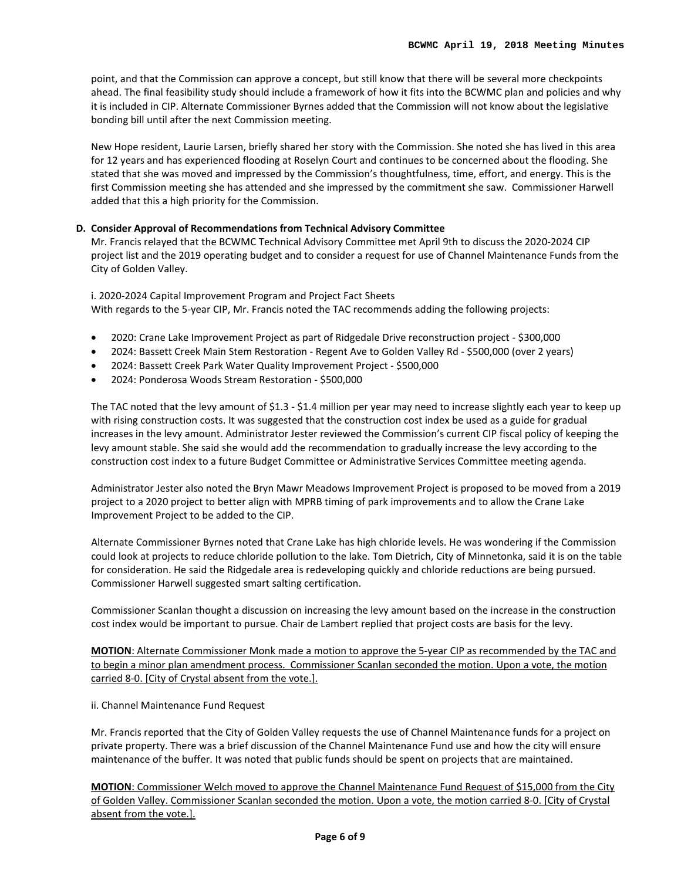point, and that the Commission can approve a concept, but still know that there will be several more checkpoints ahead. The final feasibility study should include a framework of how it fits into the BCWMC plan and policies and why it is included in CIP. Alternate Commissioner Byrnes added that the Commission will not know about the legislative bonding bill until after the next Commission meeting.

New Hope resident, Laurie Larsen, briefly shared her story with the Commission. She noted she has lived in this area for 12 years and has experienced flooding at Roselyn Court and continues to be concerned about the flooding. She stated that she was moved and impressed by the Commission's thoughtfulness, time, effort, and energy. This is the first Commission meeting she has attended and she impressed by the commitment she saw. Commissioner Harwell added that this a high priority for the Commission.

**D. Consider Approval of Recommendations from Technical Advisory Committee**

Mr. Francis relayed that the BCWMC Technical Advisory Committee met April 9th to discuss the 2020-2024 CIP project list and the 2019 operating budget and to consider a request for use of Channel Maintenance Funds from the City of Golden Valley.

i. 2020-2024 Capital Improvement Program and Project Fact Sheets
With regards to the 5-year CIP, Mr. Francis noted the TAC recommends adding the following projects:

- 2020: Crane Lake Improvement Project as part of Ridgedale Drive reconstruction project - $300,000
- 2024: Bassett Creek Main Stem Restoration - Regent Ave to Golden Valley Rd - $500,000 (over 2 years)
- 2024: Bassett Creek Park Water Quality Improvement Project - $500,000
- 2024: Ponderosa Woods Stream Restoration - $500,000

The TAC noted that the levy amount of $1.3 - $1.4 million per year may need to increase slightly each year to keep up with rising construction costs. It was suggested that the construction cost index be used as a guide for gradual increases in the levy amount. Administrator Jester reviewed the Commission's current CIP fiscal policy of keeping the levy amount stable. She said she would add the recommendation to gradually increase the levy according to the construction cost index to a future Budget Committee or Administrative Services Committee meeting agenda.

Administrator Jester also noted the Bryn Mawr Meadows Improvement Project is proposed to be moved from a 2019 project to a 2020 project to better align with MPRB timing of park improvements and to allow the Crane Lake Improvement Project to be added to the CIP.

Alternate Commissioner Byrnes noted that Crane Lake has high chloride levels. He was wondering if the Commission could look at projects to reduce chloride pollution to the lake. Tom Dietrich, City of Minnetonka, said it is on the table for consideration. He said the Ridgedale area is redeveloping quickly and chloride reductions are being pursued. Commissioner Harwell suggested smart salting certification.

Commissioner Scanlan thought a discussion on increasing the levy amount based on the increase in the construction cost index would be important to pursue. Chair de Lambert replied that project costs are basis for the levy.

**MOTION**: Alternate Commissioner Monk made a motion to approve the 5-year CIP as recommended by the TAC and to begin a minor plan amendment process. Commissioner Scanlan seconded the motion. Upon a vote, the motion carried 8-0. [City of Crystal absent from the vote.].

ii. Channel Maintenance Fund Request

Mr. Francis reported that the City of Golden Valley requests the use of Channel Maintenance funds for a project on private property. There was a brief discussion of the Channel Maintenance Fund use and how the city will ensure maintenance of the buffer. It was noted that public funds should be spent on projects that are maintained.

**MOTION**: Commissioner Welch moved to approve the Channel Maintenance Fund Request of $15,000 from the City of Golden Valley. Commissioner Scanlan seconded the motion. Upon a vote, the motion carried 8-0. [City of Crystal absent from the vote.].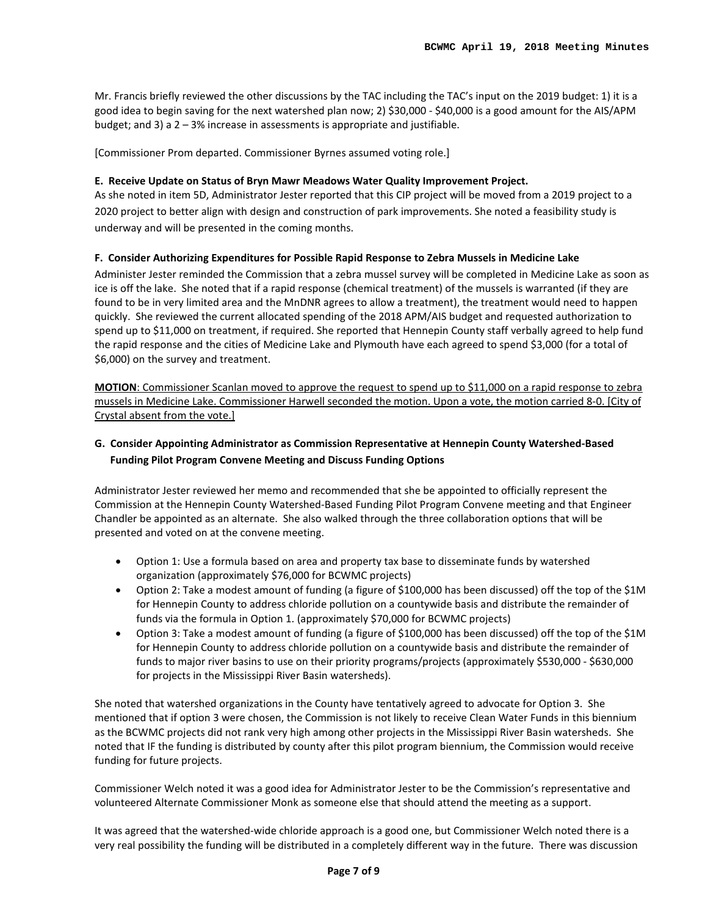Mr. Francis briefly reviewed the other discussions by the TAC including the TAC's input on the 2019 budget: 1) it is a good idea to begin saving for the next watershed plan now; 2) $30,000 - $40,000 is a good amount for the AIS/APM budget; and 3) a 2 – 3% increase in assessments is appropriate and justifiable.

[Commissioner Prom departed. Commissioner Byrnes assumed voting role.]

**E. Receive Update on Status of Bryn Mawr Meadows Water Quality Improvement Project.**

As she noted in item 5D, Administrator Jester reported that this CIP project will be moved from a 2019 project to a 2020 project to better align with design and construction of park improvements. She noted a feasibility study is underway and will be presented in the coming months.

**F. Consider Authorizing Expenditures for Possible Rapid Response to Zebra Mussels in Medicine Lake**

Administer Jester reminded the Commission that a zebra mussel survey will be completed in Medicine Lake as soon as ice is off the lake. She noted that if a rapid response (chemical treatment) of the mussels is warranted (if they are found to be in very limited area and the MnDNR agrees to allow a treatment), the treatment would need to happen quickly. She reviewed the current allocated spending of the 2018 APM/AIS budget and requested authorization to spend up to $11,000 on treatment, if required. She reported that Hennepin County staff verbally agreed to help fund the rapid response and the cities of Medicine Lake and Plymouth have each agreed to spend $3,000 (for a total of $6,000) on the survey and treatment.

**MOTION**: Commissioner Scanlan moved to approve the request to spend up to $11,000 on a rapid response to zebra mussels in Medicine Lake. Commissioner Harwell seconded the motion. Upon a vote, the motion carried 8-0. [City of Crystal absent from the vote.]

**G. Consider Appointing Administrator as Commission Representative at Hennepin County Watershed-Based Funding Pilot Program Convene Meeting and Discuss Funding Options**

Administrator Jester reviewed her memo and recommended that she be appointed to officially represent the Commission at the Hennepin County Watershed-Based Funding Pilot Program Convene meeting and that Engineer Chandler be appointed as an alternate. She also walked through the three collaboration options that will be presented and voted on at the convene meeting.

- Option 1: Use a formula based on area and property tax base to disseminate funds by watershed organization (approximately $76,000 for BCWMC projects)
- Option 2: Take a modest amount of funding (a figure of $100,000 has been discussed) off the top of the $1M for Hennepin County to address chloride pollution on a countywide basis and distribute the remainder of funds via the formula in Option 1. (approximately $70,000 for BCWMC projects)
- Option 3: Take a modest amount of funding (a figure of $100,000 has been discussed) off the top of the $1M for Hennepin County to address chloride pollution on a countywide basis and distribute the remainder of funds to major river basins to use on their priority programs/projects (approximately $530,000 - $630,000 for projects in the Mississippi River Basin watersheds).

She noted that watershed organizations in the County have tentatively agreed to advocate for Option 3. She mentioned that if option 3 were chosen, the Commission is not likely to receive Clean Water Funds in this biennium as the BCWMC projects did not rank very high among other projects in the Mississippi River Basin watersheds. She noted that IF the funding is distributed by county after this pilot program biennium, the Commission would receive funding for future projects.

Commissioner Welch noted it was a good idea for Administrator Jester to be the Commission's representative and volunteered Alternate Commissioner Monk as someone else that should attend the meeting as a support.

It was agreed that the watershed-wide chloride approach is a good one, but Commissioner Welch noted there is a very real possibility the funding will be distributed in a completely different way in the future. There was discussion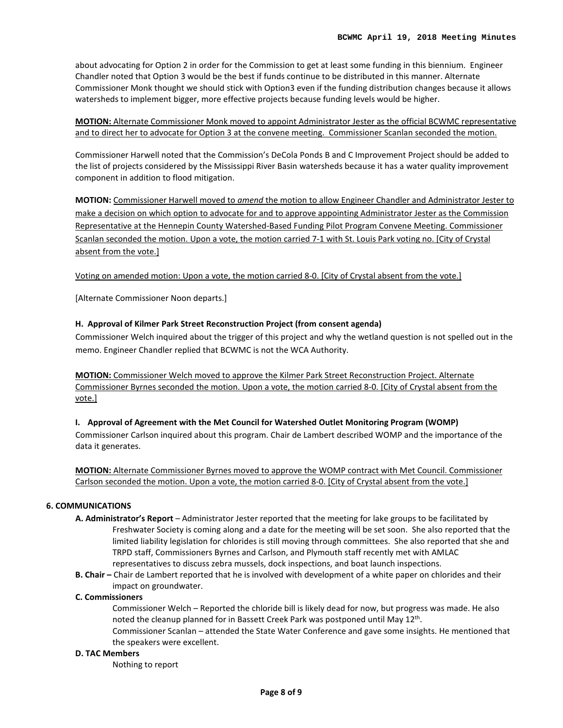about advocating for Option 2 in order for the Commission to get at least some funding in this biennium. Engineer Chandler noted that Option 3 would be the best if funds continue to be distributed in this manner. Alternate Commissioner Monk thought we should stick with Option3 even if the funding distribution changes because it allows watersheds to implement bigger, more effective projects because funding levels would be higher.

**MOTION:** <u>Alternate Commissioner Monk moved to appoint Administrator Jester as the official BCWMC representative and to direct her to advocate for Option 3 at the convene meeting. Commissioner Scanlan seconded the motion.</u>

Commissioner Harwell noted that the Commission's DeCola Ponds B and C Improvement Project should be added to the list of projects considered by the Mississippi River Basin watersheds because it has a water quality improvement component in addition to flood mitigation.

**MOTION:** <u>Commissioner Harwell moved to *amend* the motion to allow Engineer Chandler and Administrator Jester to make a decision on which option to advocate for and to approve appointing Administrator Jester as the Commission Representative at the Hennepin County Watershed-Based Funding Pilot Program Convene Meeting. Commissioner Scanlan seconded the motion. Upon a vote, the motion carried 7-1 with St. Louis Park voting no. [City of Crystal absent from the vote.]</u>

<u>Voting on amended motion: Upon a vote, the motion carried 8-0. [City of Crystal absent from the vote.]</u>

[Alternate Commissioner Noon departs.]

**H. Approval of Kilmer Park Street Reconstruction Project (from consent agenda)**

Commissioner Welch inquired about the trigger of this project and why the wetland question is not spelled out in the memo. Engineer Chandler replied that BCWMC is not the WCA Authority.

**MOTION:** <u>Commissioner Welch moved to approve the Kilmer Park Street Reconstruction Project. Alternate Commissioner Byrnes seconded the motion. Upon a vote, the motion carried 8-0. [City of Crystal absent from the vote.]</u>

**I. Approval of Agreement with the Met Council for Watershed Outlet Monitoring Program (WOMP)**

Commissioner Carlson inquired about this program. Chair de Lambert described WOMP and the importance of the data it generates.

**MOTION:** <u>Alternate Commissioner Byrnes moved to approve the WOMP contract with Met Council. Commissioner Carlson seconded the motion. Upon a vote, the motion carried 8-0. [City of Crystal absent from the vote.]</u>

**6. COMMUNICATIONS**

- **A. Administrator's Report** – Administrator Jester reported that the meeting for lake groups to be facilitated by Freshwater Society is coming along and a date for the meeting will be set soon. She also reported that the limited liability legislation for chlorides is still moving through committees. She also reported that she and TRPD staff, Commissioners Byrnes and Carlson, and Plymouth staff recently met with AMLAC representatives to discuss zebra mussels, dock inspections, and boat launch inspections.
- **B. Chair –** Chair de Lambert reported that he is involved with development of a white paper on chlorides and their impact on groundwater.
- **C. Commissioners**

  Commissioner Welch – Reported the chloride bill is likely dead for now, but progress was made. He also noted the cleanup planned for in Bassett Creek Park was postponed until May 12th.

  Commissioner Scanlan – attended the State Water Conference and gave some insights. He mentioned that the speakers were excellent.
- **D. TAC Members**

  Nothing to report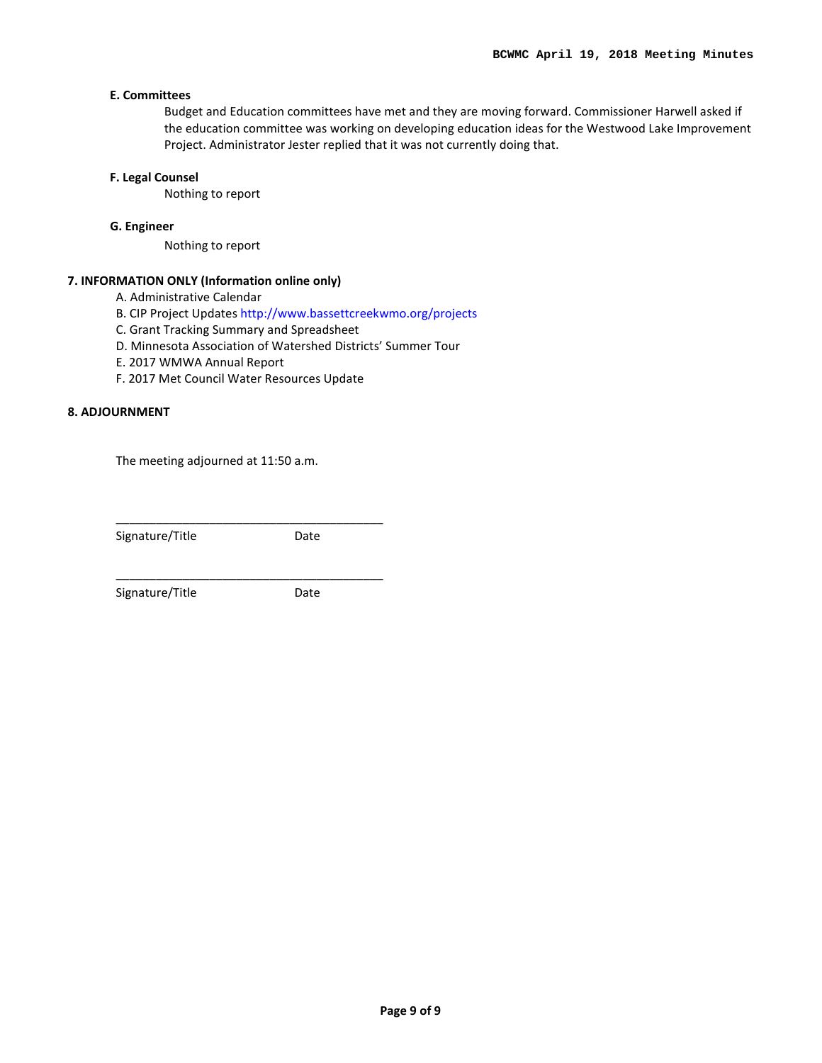### E. Committees

Budget and Education committees have met and they are moving forward. Commissioner Harwell asked if the education committee was working on developing education ideas for the Westwood Lake Improvement Project. Administrator Jester replied that it was not currently doing that.

### F. Legal Counsel

Nothing to report

### G. Engineer

Nothing to report

## 7. INFORMATION ONLY (Information online only)

A. Administrative Calendar
B. CIP Project Updates http://www.bassettcreekwmo.org/projects
C. Grant Tracking Summary and Spreadsheet
D. Minnesota Association of Watershed Districts' Summer Tour
E. 2017 WMWA Annual Report
F. 2017 Met Council Water Resources Update

## 8. ADJOURNMENT

The meeting adjourned at 11:50 a.m.

\_\_\_\_\_\_\_\_\_\_\_\_\_\_\_\_\_\_\_\_\_\_\_\_\_\_\_\_\_\_\_\_\_\_\_\_\_\_\_\_

Signature/Title Date

\_\_\_\_\_\_\_\_\_\_\_\_\_\_\_\_\_\_\_\_\_\_\_\_\_\_\_\_\_\_\_\_\_\_\_\_\_\_\_\_

Signature/Title Date